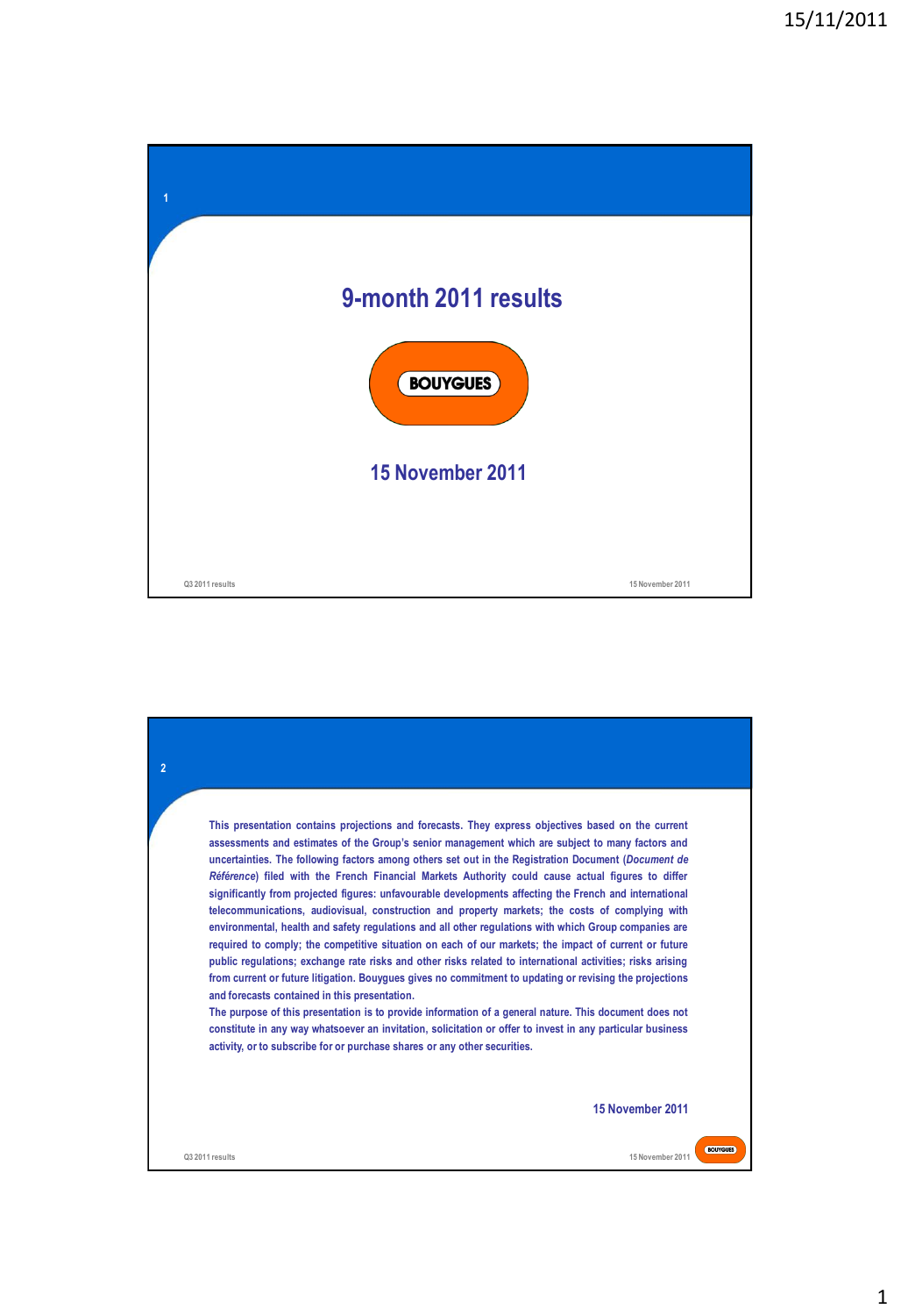# 9-month 2011 results

BOUYGUES

15 November 2011

This presentation contains projections and forecasts. They express objectives based on the current assessments and estimates of the Group's senior management which are subject to many factors and uncertainties. The following factors among others set out in the Registration Document (*Document de Référence*) filed with the French Financial Markets Authority could cause actual figures to differ significantly from projected figures: unfavourable developments affecting the French and international telecommunications, audiovisual, construction and property markets; the costs of complying with environmental, health and safety regulations and all other regulations with which Group companies are required to comply; the competitive situation on each of our markets; the impact of current or future public regulations; exchange rate risks and other risks related to international activities; risks arising from current or future litigation. Bouygues gives no commitment to updating or revising the projections and forecasts contained in this presentation.

The purpose of this presentation is to provide information of a general nature. This document does not constitute in any way whatsoever an invitation, solicitation or offer to invest in any particular business activity, or to subscribe for or purchase shares or any other securities.

15 November 2011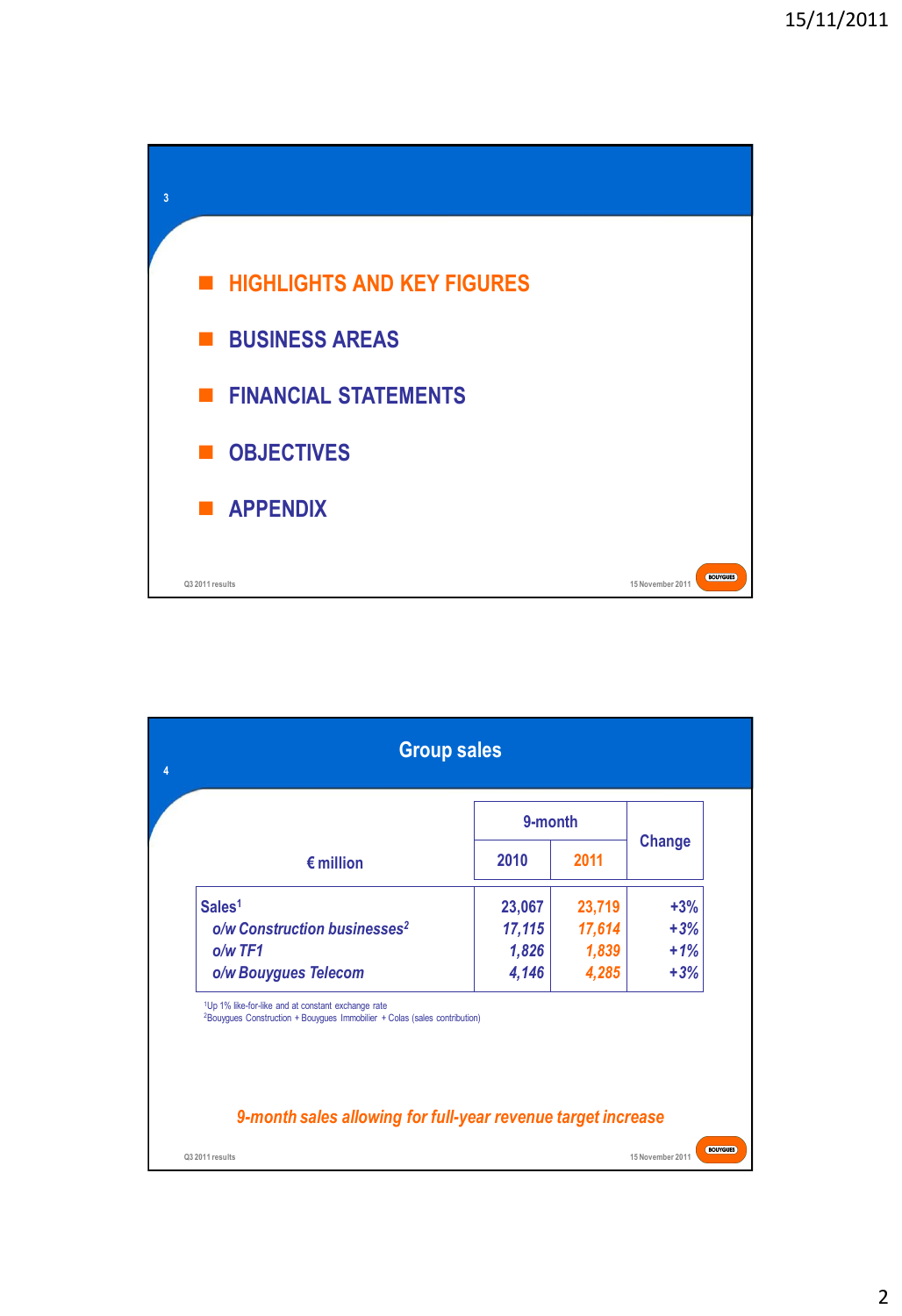- HIGHLIGHTS AND KEY FIGURES
- BUSINESS AREAS
- FINANCIAL STATEMENTS
- OBJECTIVES
- APPENDIX

## Group sales

| € million | 9-month 2010 | 9-month 2011 | Change |
|---|---|---|---|
| Sales[1] | 23,067 | 23,719 | +3% |
| *o/w Construction businesses[2]* | *17,115* | *17,614* | *+3%* |
| *o/w TF1* | *1,826* | *1,839* | *+1%* |
| *o/w Bouygues Telecom* | *4,146* | *4,285* | *+3%* |

[1]Up 1% like-for-like and at constant exchange rate
[2]Bouygues Construction + Bouygues Immobilier + Colas (sales contribution)

*9-month sales allowing for full-year revenue target increase*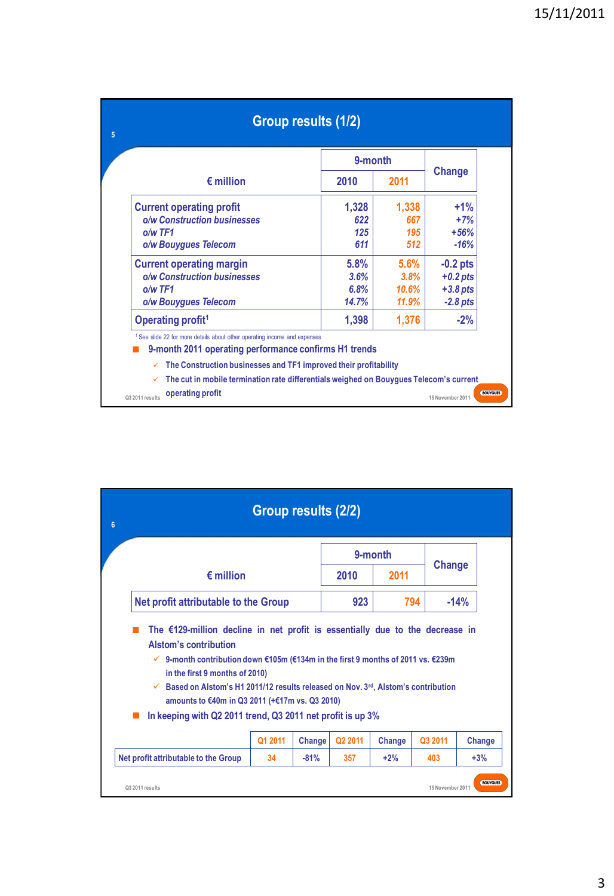## Group results (1/2)

| € million | 9-month 2010 | 9-month 2011 | Change |
|---|---|---|---|
| Current operating profit | 1,328 | 1,338 | +1% |
| *o/w Construction businesses* | *622* | *667* | *+7%* |
| *o/w TF1* | *125* | *195* | *+56%* |
| *o/w Bouygues Telecom* | *611* | *512* | *-16%* |
| Current operating margin | 5.8% | 5.6% | -0.2 pts |
| *o/w Construction businesses* | *3.6%* | *3.8%* | *+0.2 pts* |
| *o/w TF1* | *6.8%* | *10.6%* | *+3.8 pts* |
| *o/w Bouygues Telecom* | *14.7%* | *11.9%* | *-2.8 pts* |
| Operating profit[1] | 1,398 | 1,376 | -2% |

[1] See slide 22 for more details about other operating income and expenses

- 9-month 2011 operating performance confirms H1 trends
  - ✓ The Construction businesses and TF1 improved their profitability
  - ✓ The cut in mobile termination rate differentials weighed on Bouygues Telecom's current operating profit

## Group results (2/2)

| € million | 9-month 2010 | 9-month 2011 | Change |
|---|---|---|---|
| Net profit attributable to the Group | 923 | 794 | -14% |

- The €129-million decline in net profit is essentially due to the decrease in Alstom's contribution
  - ✓ 9-month contribution down €105m (€134m in the first 9 months of 2011 vs. €239m in the first 9 months of 2010)
  - ✓ Based on Alstom's H1 2011/12 results released on Nov. 3rd, Alstom's contribution amounts to €40m in Q3 2011 (+€17m vs. Q3 2010)
- In keeping with Q2 2011 trend, Q3 2011 net profit is up 3%

| | Q1 2011 | Change | Q2 2011 | Change | Q3 2011 | Change |
|---|---|---|---|---|---|---|
| Net profit attributable to the Group | 34 | -81% | 357 | +2% | 403 | +3% |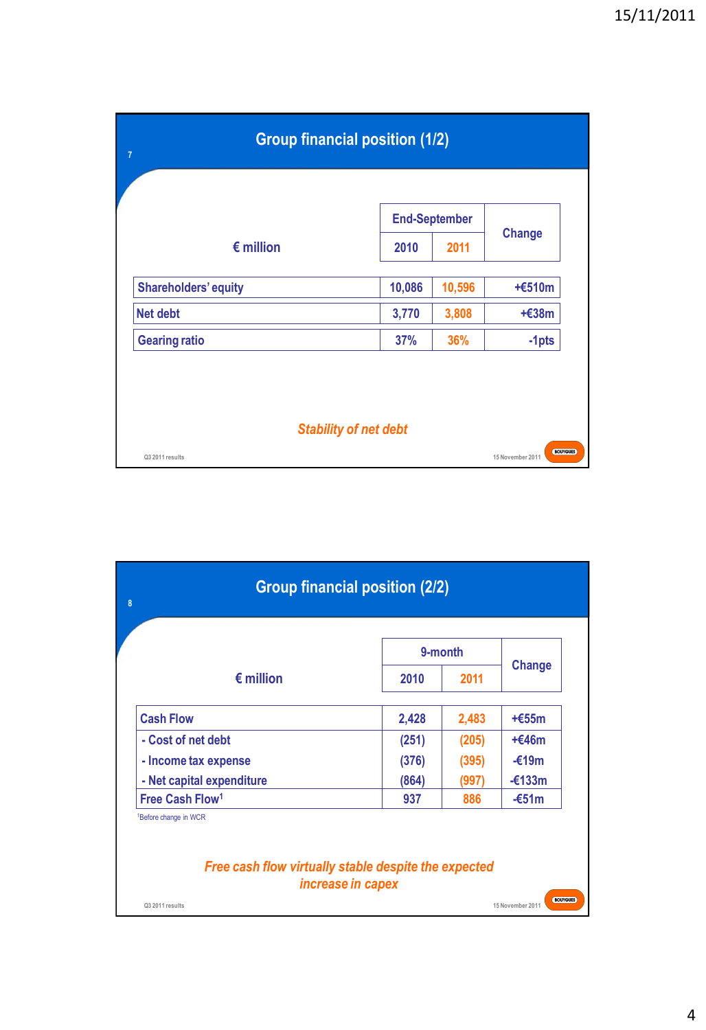## Group financial position (1/2)

| € million | End-September 2010 | End-September 2011 | Change |
|---|---|---|---|
| Shareholders' equity | 10,086 | 10,596 | +€510m |
| Net debt | 3,770 | 3,808 | +€38m |
| Gearing ratio | 37% | 36% | -1pts |

*Stability of net debt*

## Group financial position (2/2)

| € million | 9-month 2010 | 9-month 2011 | Change |
|---|---|---|---|
| Cash Flow | 2,428 | 2,483 | +€55m |
| - Cost of net debt | (251) | (205) | +€46m |
| - Income tax expense | (376) | (395) | -€19m |
| - Net capital expenditure | (864) | (997) | -€133m |
| Free Cash Flow[1] | 937 | 886 | -€51m |

[1] Before change in WCR

*Free cash flow virtually stable despite the expected increase in capex*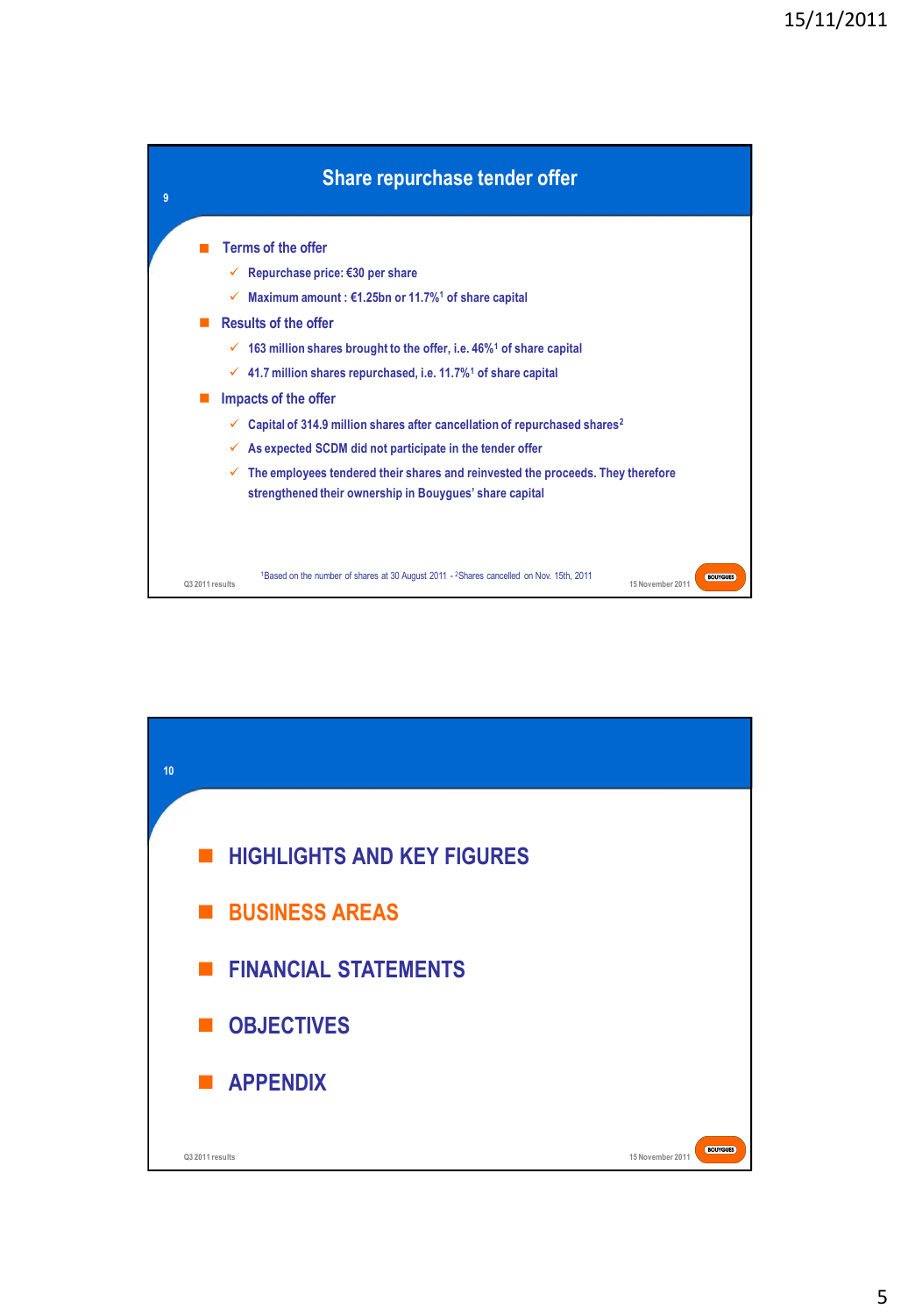## Share repurchase tender offer

- Terms of the offer
  - Repurchase price: €30 per share
  - Maximum amount : €1.25bn or 11.7%[1] of share capital
- Results of the offer
  - 163 million shares brought to the offer, i.e. 46%[1] of share capital
  - 41.7 million shares repurchased, i.e. 11.7%[1] of share capital
- Impacts of the offer
  - Capital of 314.9 million shares after cancellation of repurchased shares[2]
  - As expected SCDM did not participate in the tender offer
  - The employees tendered their shares and reinvested the proceeds. They therefore strengthened their ownership in Bouygues' share capital

[1]Based on the number of shares at 30 August 2011 - [2]Shares cancelled on Nov. 15th, 2011

---

- HIGHLIGHTS AND KEY FIGURES
- BUSINESS AREAS
- FINANCIAL STATEMENTS
- OBJECTIVES
- APPENDIX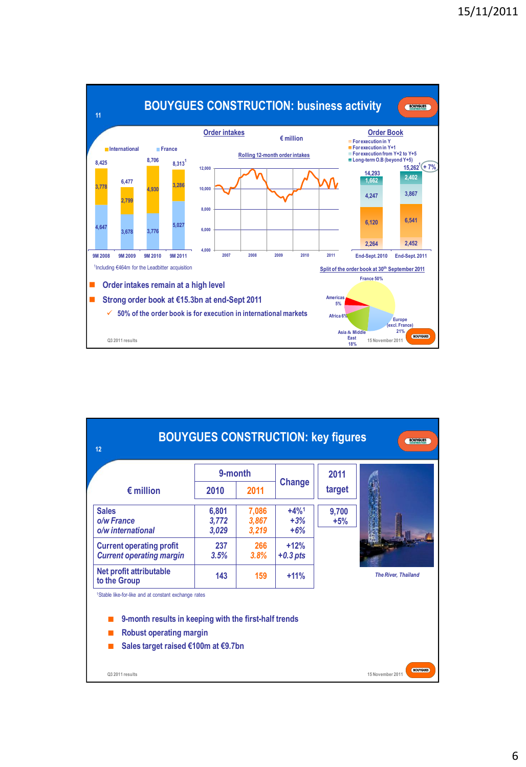## BOUYGUES CONSTRUCTION: business activity

**Order intakes** — € million

| | 9M 2008 | 9M 2009 | 9M 2010 | 9M 2011 |
|---|---|---|---|---|
| International | 3,778 | 2,799 | 4,930 | 3,286 |
| France | 4,647 | 3,678 | 3,776 | 5,027 |
| Total | 8,425 | 6,477 | 8,706 | 8,313[1] |

[1]Including €464m for the Leadbitter acquisition

Rolling 12-month order intakes (2007–2011)

**Order Book**

| | End-Sept. 2010 | End-Sept. 2011 |
|---|---|---|
| For execution in Y | 2,264 | 2,452 |
| For execution in Y+1 | 6,120 | 6,541 |
| For execution from Y+2 to Y+5 | 4,247 | 3,867 |
| Long-term O.B (beyond Y+5) | 1,662 | 2,402 |
| Total | 14,293 | 15,262[1] (+ 7%) |

Split of the order book at 30th September 2011: France 50%, Europe (excl. France) 21%, Asia & Middle East 18%, Africa 6%, Americas 5%

- Order intakes remain at a high level
- Strong order book at €15.3bn at end-Sept 2011
  - ✓ 50% of the order book is for execution in international markets

## BOUYGUES CONSTRUCTION: key figures

| € million | 9-month 2010 | 9-month 2011 | Change | 2011 target |
|---|---|---|---|---|
| Sales | 6,801 | 7,086 | +4%[1] | 9,700 |
| *o/w France* | *3,772* | *3,867* | *+3%* | +5% |
| *o/w international* | *3,029* | *3,219* | *+6%* | |
| Current operating profit | 237 | 266 | +12% | |
| *Current operating margin* | *3.5%* | *3.8%* | *+0.3 pts* | |
| Net profit attributable to the Group | 143 | 159 | +11% | |

[1]Stable like-for-like and at constant exchange rates

*The River, Thailand*

- 9-month results in keeping with the first-half trends
- Robust operating margin
- Sales target raised €100m at €9.7bn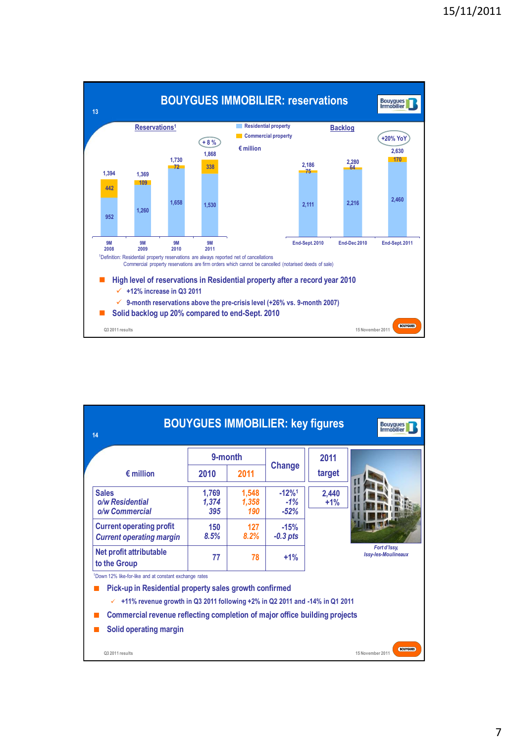## BOUYGUES IMMOBILIER: reservations

**Reservations[1]**

Residential property / Commercial property — € million

| | 9M 2008 | 9M 2009 | 9M 2010 | 9M 2011 |
|---|---|---|---|---|
| Residential property | 952 | 1,260 | 1,658 | 1,530 |
| Commercial property | 442 | 109 | 72 | 338 |
| Total | 1,394 | 1,369 | 1,730 | 1,868 |

+8 %

**Backlog**

| | End-Sept. 2010 | End-Dec 2010 | End-Sept. 2011 |
|---|---|---|---|
| Residential property | 2,111 | 2,216 | 2,460 |
| Commercial property | 75 | 64 | 170 |
| Total | 2,186 | 2,280 | 2,630 |

+20% YoY

[1]Definition: Residential property reservations are always reported net of cancellations
Commercial property reservations are firm orders which cannot be cancelled (notarised deeds of sale)

- High level of reservations in Residential property after a record year 2010
  - ✓ +12% increase in Q3 2011
  - ✓ 9-month reservations above the pre-crisis level (+26% vs. 9-month 2007)
- Solid backlog up 20% compared to end-Sept. 2010

## BOUYGUES IMMOBILIER: key figures

| € million | 9-month 2010 | 9-month 2011 | Change | 2011 target |
|---|---|---|---|---|
| **Sales** | 1,769 | 1,548 | -12%[1] | 2,440 |
| *o/w Residential* | *1,374* | *1,358* | *-1%* | +1% |
| *o/w Commercial* | *395* | *190* | *-52%* | |
| **Current operating profit** | 150 | 127 | -15% | |
| *Current operating margin* | *8.5%* | *8.2%* | *-0.3 pts* | |
| **Net profit attributable to the Group** | 77 | 78 | +1% | |

[1]Down 12% like-for-like and at constant exchange rates

*Fort d'Issy, Issy-les-Moulineaux*

- Pick-up in Residential property sales growth confirmed
  - ✓ +11% revenue growth in Q3 2011 following +2% in Q2 2011 and -14% in Q1 2011
- Commercial revenue reflecting completion of major office building projects
- Solid operating margin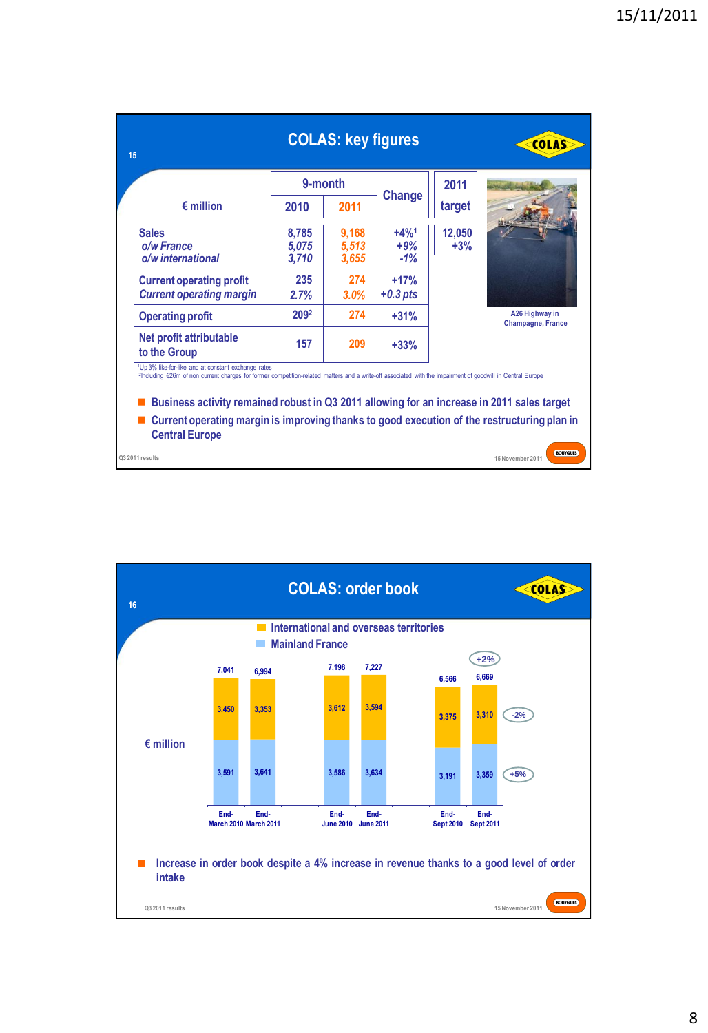## COLAS: key figures

| € million | 9-month 2010 | 9-month 2011 | Change | 2011 target |
|---|---|---|---|---|
| Sales | 8,785 | 9,168 | +4%[1] | 12,050 |
| *o/w France* | *5,075* | *5,513* | *+9%* | +3% |
| *o/w international* | *3,710* | *3,655* | *-1%* | |
| Current operating profit | 235 | 274 | +17% | |
| *Current operating margin* | *2.7%* | *3.0%* | *+0.3 pts* | |
| Operating profit | 209[2] | 274 | +31% | |
| Net profit attributable to the Group | 157 | 209 | +33% | |

[1]Up 3% like-for-like and at constant exchange rates
[2]Including €26m of non current charges for former competition-related matters and a write-off associated with the impairment of goodwill in Central Europe

A26 Highway in Champagne, France

- Business activity remained robust in Q3 2011 allowing for an increase in 2011 sales target
- Current operating margin is improving thanks to good execution of the restructuring plan in Central Europe

## COLAS: order book

€ million

| | End-March 2010 | End-March 2011 | End-June 2010 | End-June 2011 | End-Sept 2010 | End-Sept 2011 | Change |
|---|---|---|---|---|---|---|---|
| International and overseas territories | 3,450 | 3,353 | 3,612 | 3,594 | 3,375 | 3,310 | -2% |
| Mainland France | 3,591 | 3,641 | 3,586 | 3,634 | 3,191 | 3,359 | +5% |
| Total | 7,041 | 6,994 | 7,198 | 7,227 | 6,566 | 6,669 | +2% |

- Increase in order book despite a 4% increase in revenue thanks to a good level of order intake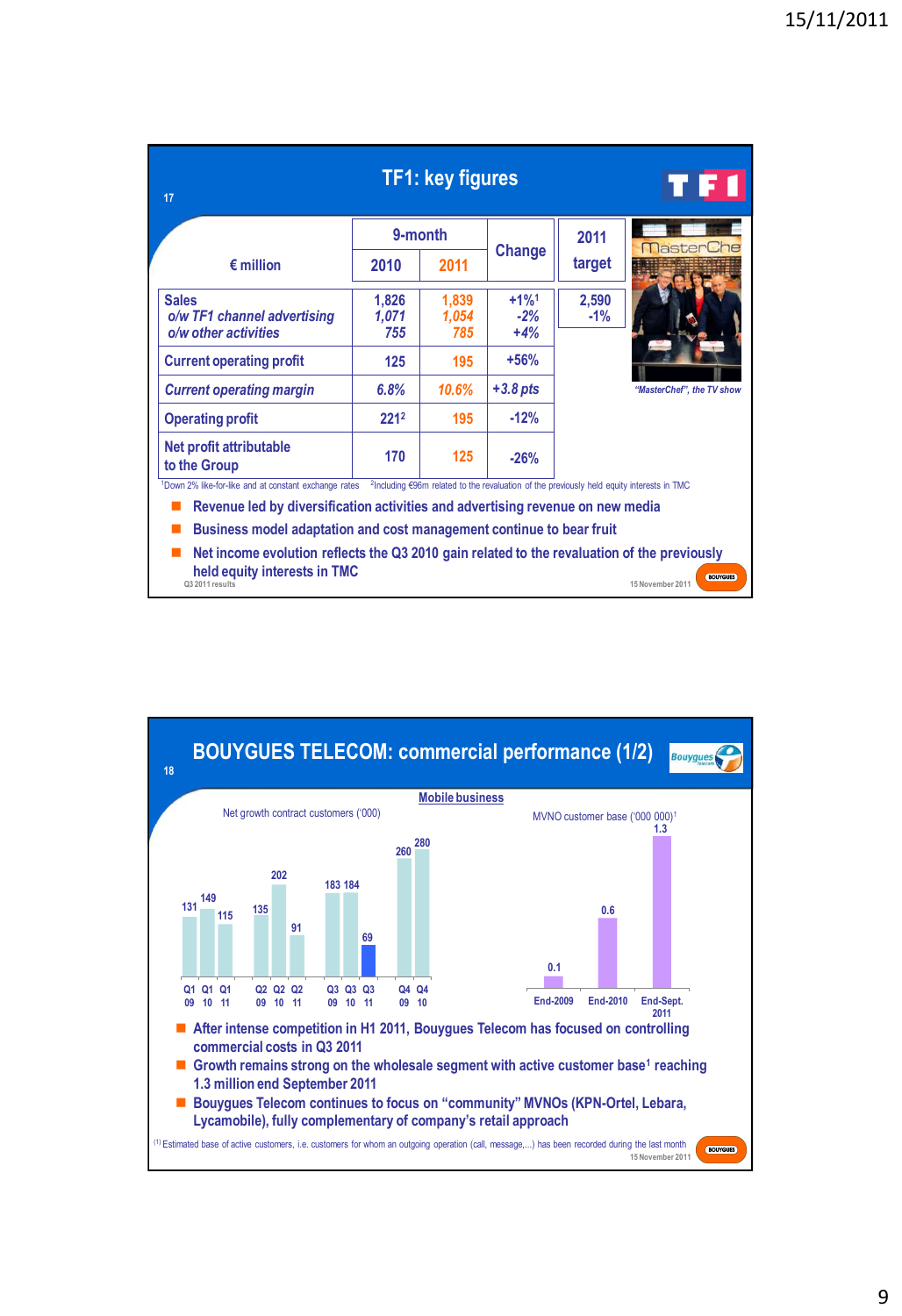## TF1: key figures

| € million | 9-month 2010 | 9-month 2011 | Change | 2011 target |
|---|---|---|---|---|
| Sales | 1,826 | 1,839 | +1%[1] | 2,590 |
| *o/w TF1 channel advertising* | *1,071* | *1,054* | -2% | -1% |
| *o/w other activities* | *755* | *785* | +4% | |
| Current operating profit | 125 | 195 | +56% | |
| *Current operating margin* | *6.8%* | *10.6%* | *+3.8 pts* | |
| Operating profit | 221[2] | 195 | -12% | |
| Net profit attributable to the Group | 170 | 125 | -26% | |

[1]Down 2% like-for-like and at constant exchange rates [2]Including €96m related to the revaluation of the previously held equity interests in TMC

"MasterChef", the TV show

- Revenue led by diversification activities and advertising revenue on new media
- Business model adaptation and cost management continue to bear fruit
- Net income evolution reflects the Q3 2010 gain related to the revaluation of the previously held equity interests in TMC

Q3 2011 results — 15 November 2011

## BOUYGUES TELECOM: commercial performance (1/2)

**Mobile business**

Net growth contract customers ('000)

| | Q1 09 | Q1 10 | Q1 11 | Q2 09 | Q2 10 | Q2 11 | Q3 09 | Q3 10 | Q3 11 | Q4 09 | Q4 10 |
|---|---|---|---|---|---|---|---|---|---|---|---|
| Net growth | 131 | 149 | 115 | 135 | 202 | 91 | 183 | 184 | 69 | 260 | 280 |

MVNO customer base ('000 000)[1]

| End-2009 | End-2010 | End-Sept. 2011 |
|---|---|---|
| 0.1 | 0.6 | 1.3 |

- After intense competition in H1 2011, Bouygues Telecom has focused on controlling commercial costs in Q3 2011
- Growth remains strong on the wholesale segment with active customer base[1] reaching 1.3 million end September 2011
- Bouygues Telecom continues to focus on "community" MVNOs (KPN-Ortel, Lebara, Lycamobile), fully complementary of company's retail approach

(1) Estimated base of active customers, i.e. customers for whom an outgoing operation (call, message,...) has been recorded during the last month

15 November 2011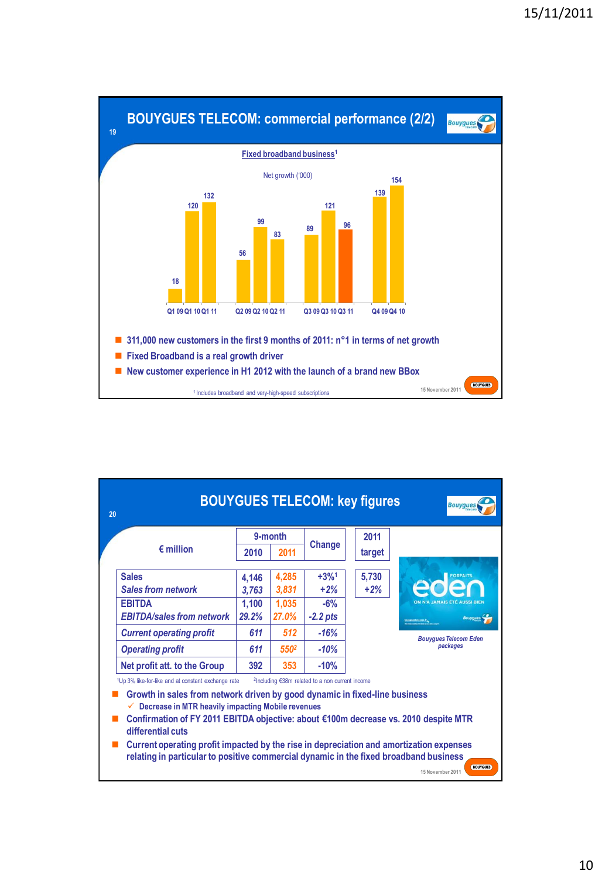## BOUYGUES TELECOM: commercial performance (2/2)

**Fixed broadband business**[1]

Net growth ('000)

| | Q1 | Q2 | Q3 | Q4 |
|---|---|---|---|---|
| 09 | 18 | 56 | 89 | 139 |
| 10 | 120 | 99 | 121 | 154 |
| 11 | 132 | 83 | 96 | |

- 311,000 new customers in the first 9 months of 2011: n°1 in terms of net growth
- Fixed Broadband is a real growth driver
- New customer experience in H1 2012 with the launch of a brand new BBox

[1] Includes broadband and very-high-speed subscriptions

## BOUYGUES TELECOM: key figures

| € million | 9-month 2010 | 9-month 2011 | Change | 2011 target |
|---|---|---|---|---|
| Sales | 4,146 | 4,285 | +3%[1] | 5,730 |
| *Sales from network* | *3,763* | *3,831* | *+2%* | *+2%* |
| EBITDA | 1,100 | 1,035 | -6% | |
| *EBITDA/sales from network* | *29.2%* | *27.0%* | *-2.2 pts* | |
| *Current operating profit* | 611 | *512* | -16% | |
| *Operating profit* | 611 | *550*[2] | -10% | |
| Net profit att. to the Group | 392 | 353 | -10% | |

[1] Up 3% like-for-like and at constant exchange rate [2] Including €38m related to a non current income

*Bouygues Telecom Eden packages*

- Growth in sales from network driven by good dynamic in fixed-line business
  - ✓ Decrease in MTR heavily impacting Mobile revenues
- Confirmation of FY 2011 EBITDA objective: about €100m decrease vs. 2010 despite MTR differential cuts
- Current operating profit impacted by the rise in depreciation and amortization expenses relating in particular to positive commercial dynamic in the fixed broadband business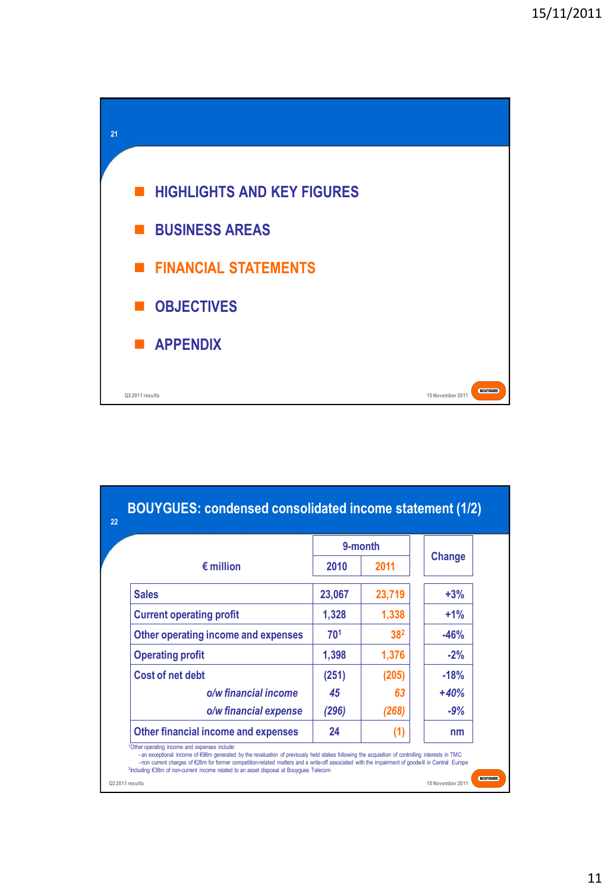- HIGHLIGHTS AND KEY FIGURES
- BUSINESS AREAS
- FINANCIAL STATEMENTS
- OBJECTIVES
- APPENDIX

## BOUYGUES: condensed consolidated income statement (1/2)

| € million | 9-month 2010 | 9-month 2011 | Change |
|---|---|---|---|
| Sales | 23,067 | 23,719 | +3% |
| Current operating profit | 1,328 | 1,338 | +1% |
| Other operating income and expenses | 70[1] | 38[2] | -46% |
| Operating profit | 1,398 | 1,376 | -2% |
| Cost of net debt | (251) | (205) | -18% |
| *o/w financial income* | *45* | *63* | *+40%* |
| *o/w financial expense* | *(296)* | *(268)* | *-9%* |
| Other financial income and expenses | 24 | (1) | nm |

[1]Other operating income and expenses include:
- an exceptional income of €96m generated by the revaluation of previously held stakes following the acquisition of controlling interests in TMC
- non current charges of €26m for former competition-related matters and a write-off associated with the impairment of goodwill in Central Europe

[2]Including €38m of non-current income related to an asset disposal at Bouygues Telecom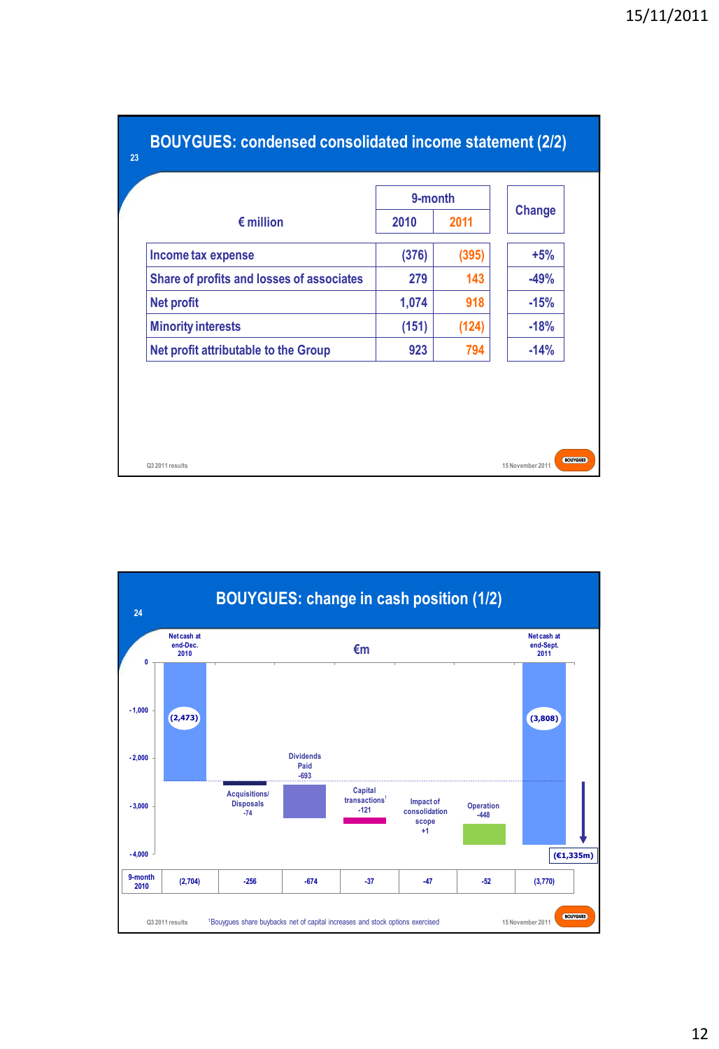## BOUYGUES: condensed consolidated income statement (2/2)

| € million | 9-month 2010 | 9-month 2011 | Change |
|---|---|---|---|
| Income tax expense | (376) | (395) | +5% |
| Share of profits and losses of associates | 279 | 143 | -49% |
| Net profit | 1,074 | 918 | -15% |
| Minority interests | (151) | (124) | -18% |
| Net profit attributable to the Group | 923 | 794 | -14% |

Q3 2011 results — 15 November 2011

## BOUYGUES: change in cash position (1/2)

€m

| | Net cash at end-Dec. 2010 | Acquisitions/ Disposals | Dividends Paid | Capital transactions[1] | Impact of consolidation scope | Operation | Net cash at end-Sept. 2011 |
|---|---|---|---|---|---|---|---|
| 9-month 2011 | (2,473) | -74 | -693 | -121 | +1 | -448 | (3,808) |
| 9-month 2010 | (2,704) | -256 | -674 | -37 | -47 | -52 | (3,770) |

(€1,335m)

[1] Bouygues share buybacks net of capital increases and stock options exercised

Q3 2011 results — 15 November 2011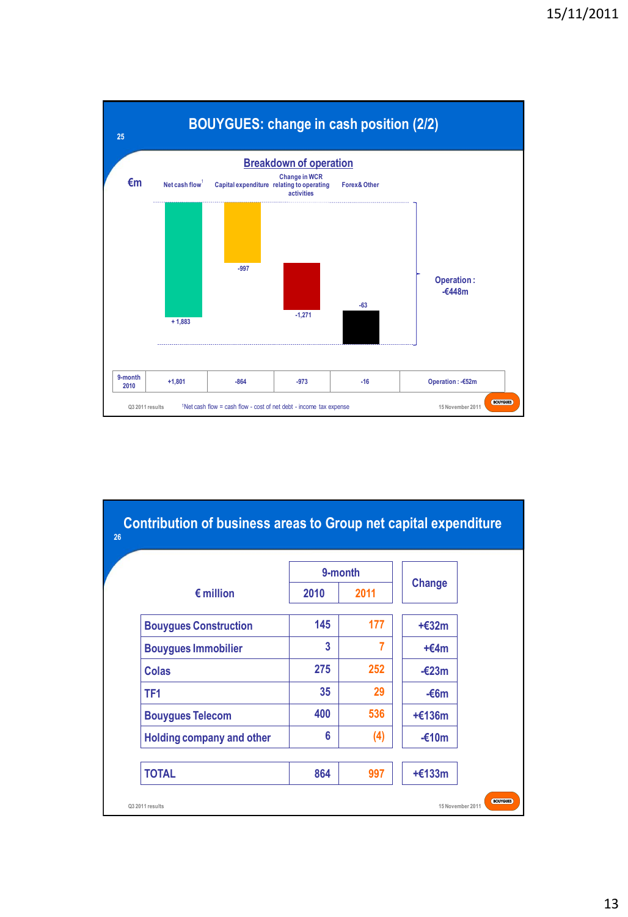## BOUYGUES: change in cash position (2/2)

### Breakdown of operation

€m

| | Net cash flow[1] | Capital expenditure | Change in WCR relating to operating activities | Forex & Other | |
|---|---|---|---|---|---|
| 9-month 2011 | + 1,883 | -997 | -1,271 | -63 | Operation : -€448m |
| 9-month 2010 | +1,801 | -864 | -973 | -16 | Operation : -€52m |

Q3 2011 results

[1]Net cash flow = cash flow - cost of net debt - income tax expense

15 November 2011

## Contribution of business areas to Group net capital expenditure

| € million | 9-month 2010 | 9-month 2011 | Change |
|---|---|---|---|
| Bouygues Construction | 145 | 177 | +€32m |
| Bouygues Immobilier | 3 | 7 | +€4m |
| Colas | 275 | 252 | -€23m |
| TF1 | 35 | 29 | -€6m |
| Bouygues Telecom | 400 | 536 | +€136m |
| Holding company and other | 6 | (4) | -€10m |
| **TOTAL** | **864** | **997** | **+€133m** |

Q3 2011 results

15 November 2011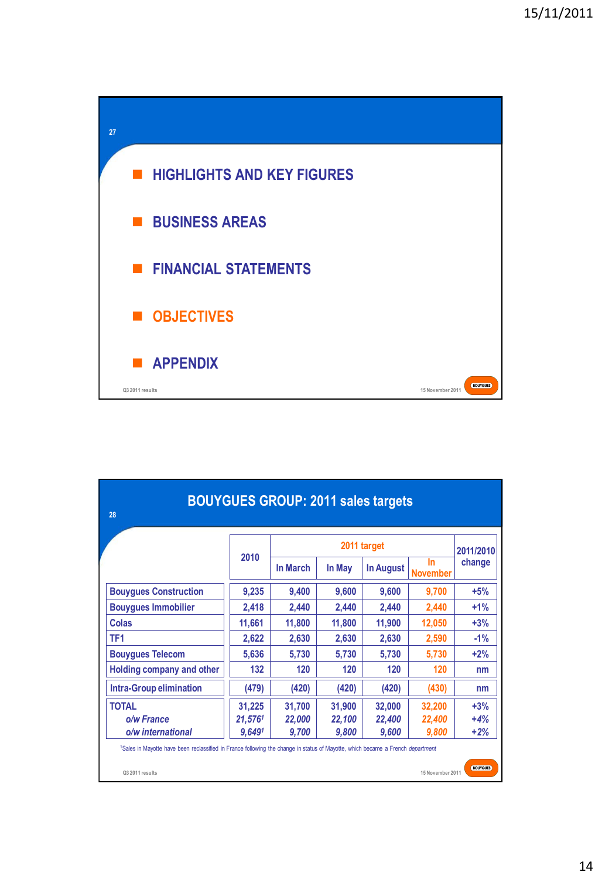- HIGHLIGHTS AND KEY FIGURES
- BUSINESS AREAS
- FINANCIAL STATEMENTS
- OBJECTIVES
- APPENDIX

## BOUYGUES GROUP: 2011 sales targets

| | 2010 | 2011 target | | | | 2011/2010 change |
|---|---|---|---|---|---|---|
| | | In March | In May | In August | In November | |
| Bouygues Construction | 9,235 | 9,400 | 9,600 | 9,600 | 9,700 | +5% |
| Bouygues Immobilier | 2,418 | 2,440 | 2,440 | 2,440 | 2,440 | +1% |
| Colas | 11,661 | 11,800 | 11,800 | 11,900 | 12,050 | +3% |
| TF1 | 2,622 | 2,630 | 2,630 | 2,630 | 2,590 | -1% |
| Bouygues Telecom | 5,636 | 5,730 | 5,730 | 5,730 | 5,730 | +2% |
| Holding company and other | 132 | 120 | 120 | 120 | 120 | nm |
| Intra-Group elimination | (479) | (420) | (420) | (420) | (430) | nm |
| TOTAL | 31,225 | 31,700 | 31,900 | 32,000 | 32,200 | +3% |
| *o/w France* | *21,576*[1] | *22,000* | *22,100* | *22,400* | *22,400* | +4% |
| *o/w international* | *9,649*[1] | *9,700* | *9,800* | *9,600* | *9,800* | +2% |

[1]Sales in Mayotte have been reclassified in France following the change in status of Mayotte, which became a French *department*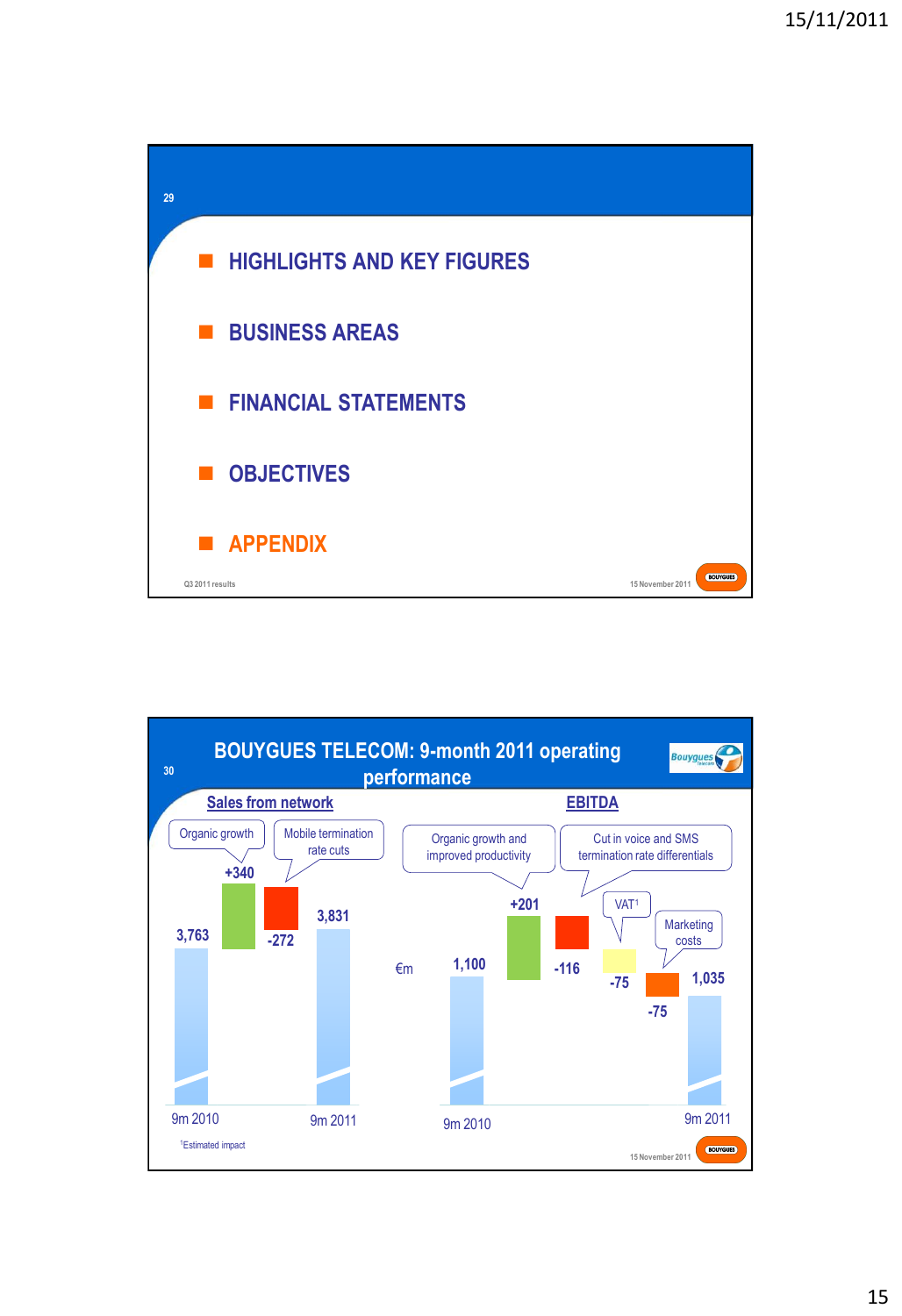## 29

- HIGHLIGHTS AND KEY FIGURES
- BUSINESS AREAS
- FINANCIAL STATEMENTS
- OBJECTIVES
- APPENDIX

Q3 2011 results

## 30 BOUYGUES TELECOM: 9-month 2011 operating performance

€m

**Sales from network**

| | €m |
|---|---|
| 9m 2010 | 3,763 |
| Organic growth | +340 |
| Mobile termination rate cuts | -272 |
| 9m 2011 | 3,831 |

**EBITDA**

| | €m |
|---|---|
| 9m 2010 | 1,100 |
| Organic growth and improved productivity | +201 |
| Cut in voice and SMS termination rate differentials | -116 |
| VAT[1] | -75 |
| Marketing costs | -75 |
| 9m 2011 | 1,035 |

[1]Estimated impact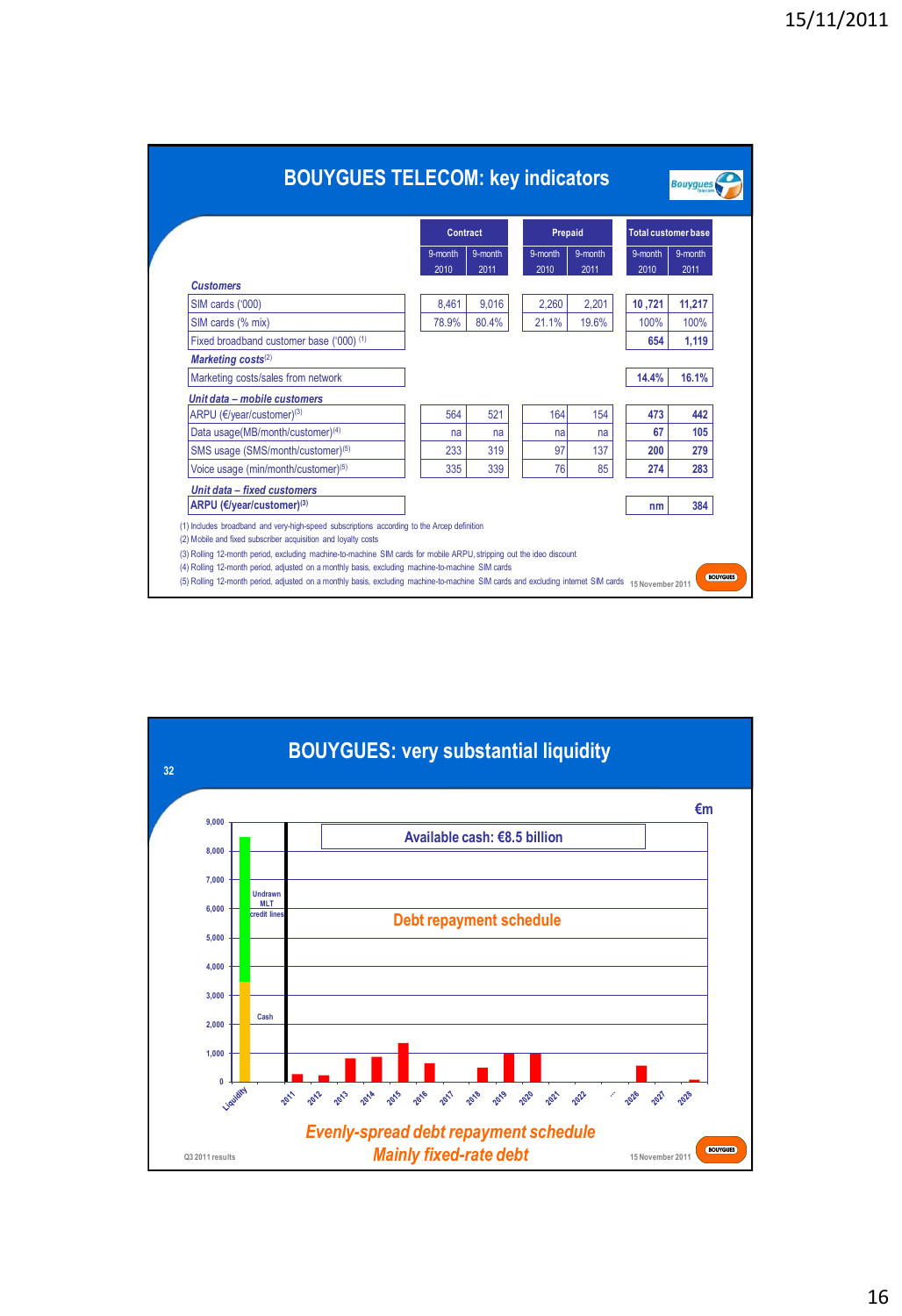## BOUYGUES TELECOM: key indicators

| | Contract 9-month 2010 | Contract 9-month 2011 | Prepaid 9-month 2010 | Prepaid 9-month 2011 | Total customer base 9-month 2010 | Total customer base 9-month 2011 |
|---|---|---|---|---|---|---|
| ***Customers*** | | | | | | |
| SIM cards ('000) | 8,461 | 9,016 | 2,260 | 2,201 | **10 ,721** | **11,217** |
| SIM cards (% mix) | 78.9% | 80.4% | 21.1% | 19.6% | 100% | 100% |
| Fixed broadband customer base ('000) [(1)] | | | | | **654** | **1,119** |
| ***Marketing costs*** [(2)] | | | | | | |
| Marketing costs/sales from network | | | | | **14.4%** | **16.1%** |
| ***Unit data – mobile customers*** | | | | | | |
| ARPU (€/year/customer) [(3)] | 564 | 521 | 164 | 154 | **473** | **442** |
| Data usage(MB/month/customer) [(4)] | na | na | na | na | **67** | **105** |
| SMS usage (SMS/month/customer) [(5)] | 233 | 319 | 97 | 137 | **200** | **279** |
| Voice usage (min/month/customer) [(5)] | 335 | 339 | 76 | 85 | **274** | **283** |
| ***Unit data – fixed customers*** | | | | | | |
| **ARPU (€/year/customer)** [(3)] | | | | | **nm** | **384** |

(1) Includes broadband and very-high-speed subscriptions according to the Arcep definition
(2) Mobile and fixed subscriber acquisition and loyalty costs
(3) Rolling 12-month period, excluding machine-to-machine SIM cards for mobile ARPU, stripping out the ideo discount
(4) Rolling 12-month period, adjusted on a monthly basis, excluding machine-to-machine SIM cards
(5) Rolling 12-month period, adjusted on a monthly basis, excluding machine-to-machine SIM cards and excluding internet SIM cards

15 November 2011

## BOUYGUES: very substantial liquidity

€m

Available cash: €8.5 billion

Debt repayment schedule

Liquidity: Cash; Undrawn MLT credit lines

Years: 2011, 2012, 2013, 2014, 2015, 2016, 2017, 2018, 2019, 2020, 2021, 2022, ..., 2026, 2027, 2028

*Evenly-spread debt repayment schedule*

*Mainly fixed-rate debt*

Q3 2011 results — 15 November 2011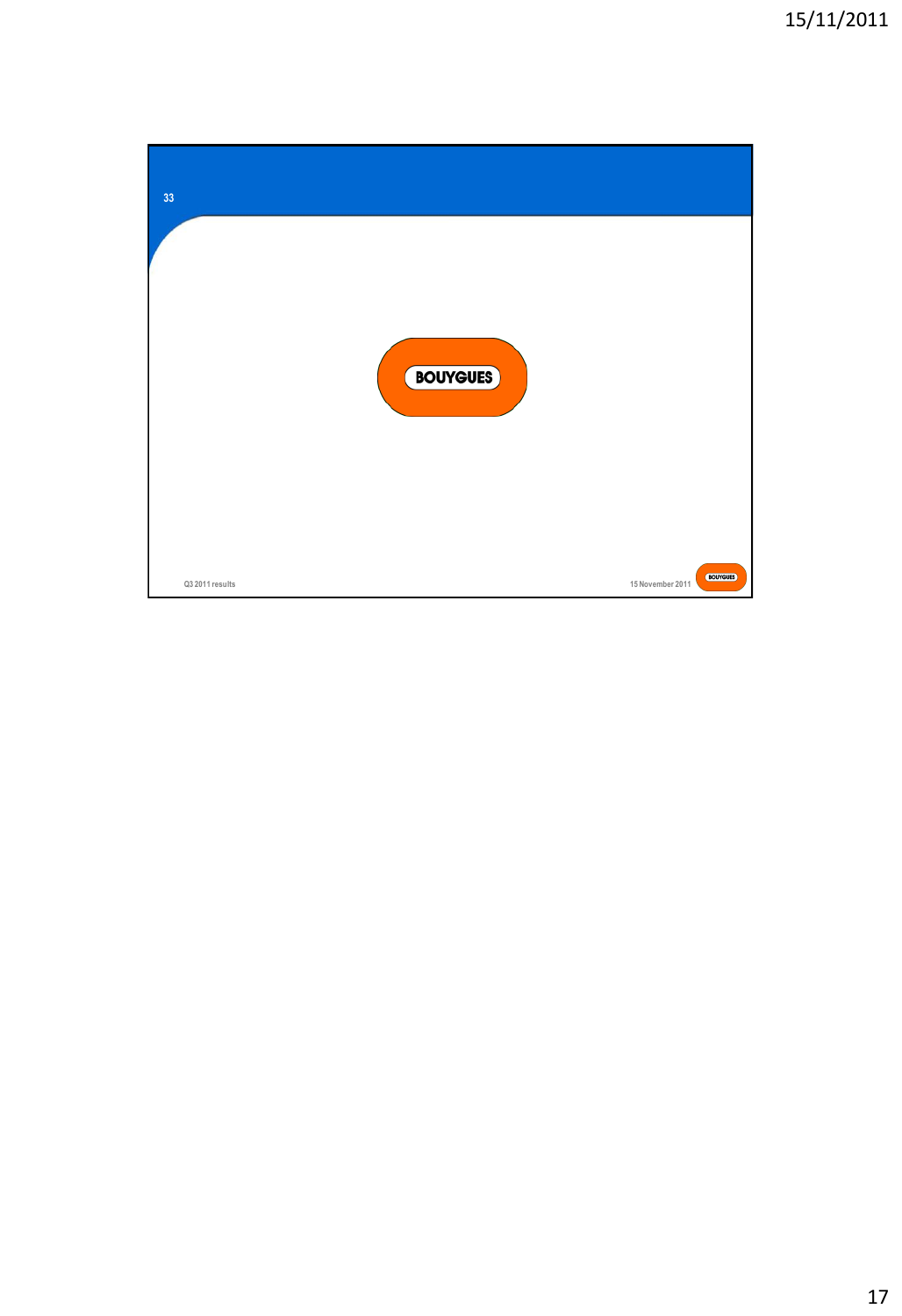BOUYGUES